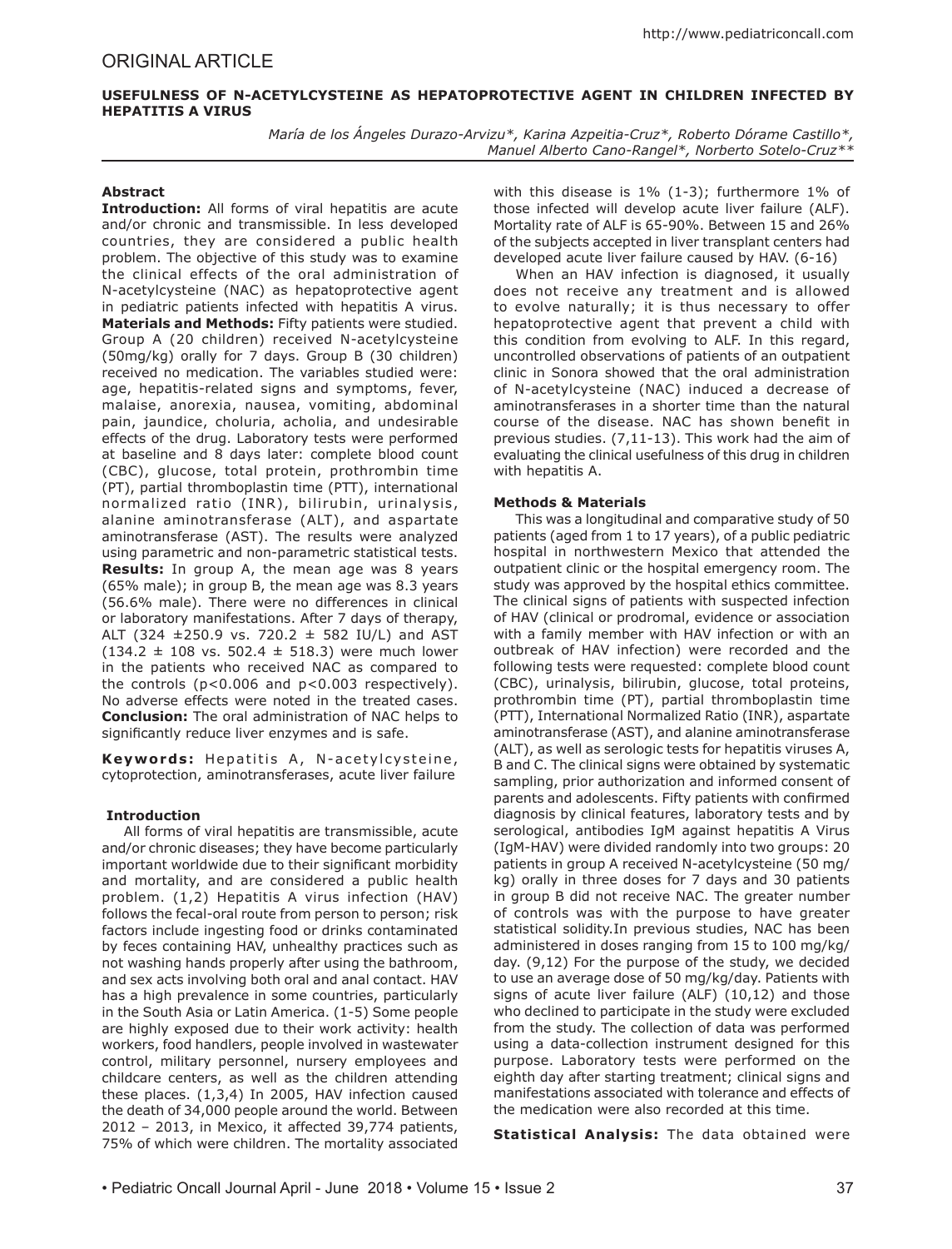ORIGINAL ARTICLE

# USEFULNESS OF N-ACETYLCYSTEINE AS HEPATOPROTECTIVE AGENT IN CHILDREN INFECTED BY HEPATITIS A VIRUS

*María de los Ángeles Durazo-Arvizu\*, Karina Azpeitia-Cruz\*, Roberto Dórame Castillo\*, Manuel Alberto Cano-Rangel\*, Norberto Sotelo-Cruz\*\**

## Abstract

**Introduction:** All forms of viral hepatitis are acute and/or chronic and transmissible. In less developed countries, they are considered a public health problem. The objective of this study was to examine the clinical effects of the oral administration of N-acetylcysteine (NAC) as hepatoprotective agent in pediatric patients infected with hepatitis A virus. **Materials and Methods:** Fifty patients were studied. Group A (20 children) received N-acetylcysteine (50mg/kg) orally for 7 days. Group B (30 children) received no medication. The variables studied were: age, hepatitis-related signs and symptoms, fever, malaise, anorexia, nausea, vomiting, abdominal pain, jaundice, choluria, acholia, and undesirable effects of the drug. Laboratory tests were performed at baseline and 8 days later: complete blood count (CBC), glucose, total protein, prothrombin time (PT), partial thromboplastin time (PTT), international normalized ratio (INR), bilirubin, urinalysis, alanine aminotransferase (ALT), and aspartate aminotransferase (AST). The results were analyzed using parametric and non-parametric statistical tests. **Results:** In group A, the mean age was 8 years (65% male); in group B, the mean age was 8.3 years (56.6% male). There were no differences in clinical or laboratory manifestations. After 7 days of therapy, ALT (324 ±250.9 vs. 720.2 ± 582 IU/L) and AST (134.2 ± 108 vs. 502.4 ± 518.3) were much lower in the patients who received NAC as compared to the controls ($p<0.006$ and $p<0.003$ respectively). No adverse effects were noted in the treated cases. **Conclusion:** The oral administration of NAC helps to significantly reduce liver enzymes and is safe.

**Keywords:** Hepatitis A, N-acetylcysteine, cytoprotection, aminotransferases, acute liver failure

## Introduction

All forms of viral hepatitis are transmissible, acute and/or chronic diseases; they have become particularly important worldwide due to their significant morbidity and mortality, and are considered a public health problem. (1,2) Hepatitis A virus infection (HAV) follows the fecal-oral route from person to person; risk factors include ingesting food or drinks contaminated by feces containing HAV, unhealthy practices such as not washing hands properly after using the bathroom, and sex acts involving both oral and anal contact. HAV has a high prevalence in some countries, particularly in the South Asia or Latin America. (1-5) Some people are highly exposed due to their work activity: health workers, food handlers, people involved in wastewater control, military personnel, nursery employees and childcare centers, as well as the children attending these places. (1,3,4) In 2005, HAV infection caused the death of 34,000 people around the world. Between 2012 – 2013, in Mexico, it affected 39,774 patients, 75% of which were children. The mortality associated with this disease is 1% (1-3); furthermore 1% of those infected will develop acute liver failure (ALF). Mortality rate of ALF is 65-90%. Between 15 and 26% of the subjects accepted in liver transplant centers had developed acute liver failure caused by HAV. (6-16)

When an HAV infection is diagnosed, it usually does not receive any treatment and is allowed to evolve naturally; it is thus necessary to offer hepatoprotective agent that prevent a child with this condition from evolving to ALF. In this regard, uncontrolled observations of patients of an outpatient clinic in Sonora showed that the oral administration of N-acetylcysteine (NAC) induced a decrease of aminotransferases in a shorter time than the natural course of the disease. NAC has shown benefit in previous studies. (7,11-13). This work had the aim of evaluating the clinical usefulness of this drug in children with hepatitis A.

## Methods & Materials

This was a longitudinal and comparative study of 50 patients (aged from 1 to 17 years), of a public pediatric hospital in northwestern Mexico that attended the outpatient clinic or the hospital emergency room. The study was approved by the hospital ethics committee. The clinical signs of patients with suspected infection of HAV (clinical or prodromal, evidence or association with a family member with HAV infection or with an outbreak of HAV infection) were recorded and the following tests were requested: complete blood count (CBC), urinalysis, bilirubin, glucose, total proteins, prothrombin time (PT), partial thromboplastin time (PTT), International Normalized Ratio (INR), aspartate aminotransferase (AST), and alanine aminotransferase (ALT), as well as serologic tests for hepatitis viruses A, B and C. The clinical signs were obtained by systematic sampling, prior authorization and informed consent of parents and adolescents. Fifty patients with confirmed diagnosis by clinical features, laboratory tests and by serological, antibodies IgM against hepatitis A Virus (IgM-HAV) were divided randomly into two groups: 20 patients in group A received N-acetylcysteine (50 mg/kg) orally in three doses for 7 days and 30 patients in group B did not receive NAC. The greater number of controls was with the purpose to have greater statistical solidity.In previous studies, NAC has been administered in doses ranging from 15 to 100 mg/kg/day. (9,12) For the purpose of the study, we decided to use an average dose of 50 mg/kg/day. Patients with signs of acute liver failure (ALF) (10,12) and those who declined to participate in the study were excluded from the study. The collection of data was performed using a data-collection instrument designed for this purpose. Laboratory tests were performed on the eighth day after starting treatment; clinical signs and manifestations associated with tolerance and effects of the medication were also recorded at this time.

**Statistical Analysis:** The data obtained were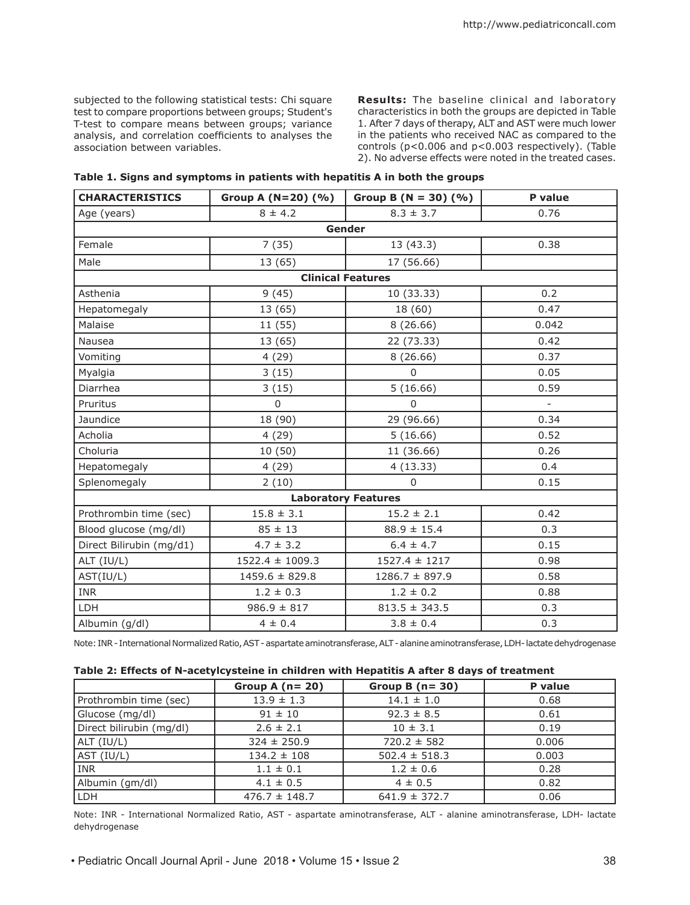subjected to the following statistical tests: Chi square test to compare proportions between groups; Student's T-test to compare means between groups; variance analysis, and correlation coefficients to analyses the association between variables.

**Results:** The baseline clinical and laboratory characteristics in both the groups are depicted in Table 1. After 7 days of therapy, ALT and AST were much lower in the patients who received NAC as compared to the controls ($p<0.006$ and $p<0.003$ respectively). (Table 2). No adverse effects were noted in the treated cases.

**Table 1. Signs and symptoms in patients with hepatitis A in both the groups**

| CHARACTERISTICS | Group A (N=20) (%) | Group B (N = 30) (%) | P value |
|---|---|---|---|
| Age (years) | 8 ± 4.2 | 8.3 ± 3.7 | 0.76 |
| **Gender** | | | |
| Female | 7 (35) | 13 (43.3) | 0.38 |
| Male | 13 (65) | 17 (56.66) | |
| **Clinical Features** | | | |
| Asthenia | 9 (45) | 10 (33.33) | 0.2 |
| Hepatomegaly | 13 (65) | 18 (60) | 0.47 |
| Malaise | 11 (55) | 8 (26.66) | 0.042 |
| Nausea | 13 (65) | 22 (73.33) | 0.42 |
| Vomiting | 4 (29) | 8 (26.66) | 0.37 |
| Myalgia | 3 (15) | 0 | 0.05 |
| Diarrhea | 3 (15) | 5 (16.66) | 0.59 |
| Pruritus | 0 | 0 | - |
| Jaundice | 18 (90) | 29 (96.66) | 0.34 |
| Acholia | 4 (29) | 5 (16.66) | 0.52 |
| Choluria | 10 (50) | 11 (36.66) | 0.26 |
| Hepatomegaly | 4 (29) | 4 (13.33) | 0.4 |
| Splenomegaly | 2 (10) | 0 | 0.15 |
| **Laboratory Features** | | | |
| Prothrombin time (sec) | 15.8 ± 3.1 | 15.2 ± 2.1 | 0.42 |
| Blood glucose (mg/dl) | 85 ± 13 | 88.9 ± 15.4 | 0.3 |
| Direct Bilirubin (mg/d1) | 4.7 ± 3.2 | 6.4 ± 4.7 | 0.15 |
| ALT (IU/L) | 1522.4 ± 1009.3 | 1527.4 ± 1217 | 0.98 |
| AST(IU/L) | 1459.6 ± 829.8 | 1286.7 ± 897.9 | 0.58 |
| INR | 1.2 ± 0.3 | 1.2 ± 0.2 | 0.88 |
| LDH | 986.9 ± 817 | 813.5 ± 343.5 | 0.3 |
| Albumin (g/dl) | 4 ± 0.4 | 3.8 ± 0.4 | 0.3 |

Note: INR - International Normalized Ratio, AST - aspartate aminotransferase, ALT - alanine aminotransferase, LDH- lactate dehydrogenase

**Table 2: Effects of N-acetylcysteine in children with Hepatitis A after 8 days of treatment**

| | Group A (n= 20) | Group B (n= 30) | P value |
|---|---|---|---|
| Prothrombin time (sec) | 13.9 ± 1.3 | 14.1 ± 1.0 | 0.68 |
| Glucose (mg/dl) | 91 ± 10 | 92.3 ± 8.5 | 0.61 |
| Direct bilirubin (mg/dl) | 2.6 ± 2.1 | 10 ± 3.1 | 0.19 |
| ALT (IU/L) | 324 ± 250.9 | 720.2 ± 582 | 0.006 |
| AST (IU/L) | 134.2 ± 108 | 502.4 ± 518.3 | 0.003 |
| INR | 1.1 ± 0.1 | 1.2 ± 0.6 | 0.28 |
| Albumin (gm/dl) | 4.1 ± 0.5 | 4 ± 0.5 | 0.82 |
| LDH | 476.7 ± 148.7 | 641.9 ± 372.7 | 0.06 |

Note: INR - International Normalized Ratio, AST - aspartate aminotransferase, ALT - alanine aminotransferase, LDH- lactate dehydrogenase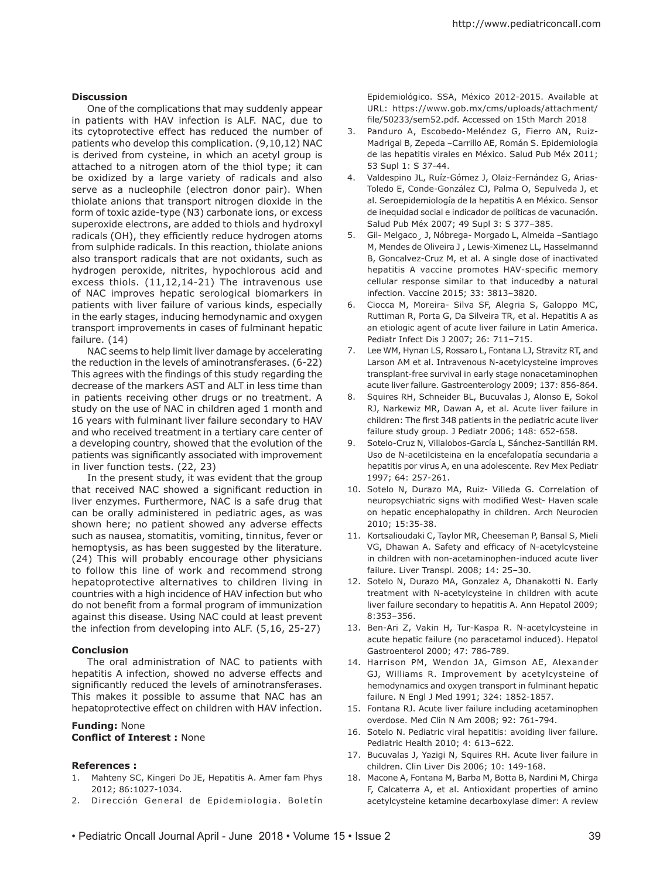**Discussion**

One of the complications that may suddenly appear in patients with HAV infection is ALF. NAC, due to its cytoprotective effect has reduced the number of patients who develop this complication. (9,10,12) NAC is derived from cysteine, in which an acetyl group is attached to a nitrogen atom of the thiol type; it can be oxidized by a large variety of radicals and also serve as a nucleophile (electron donor pair). When thiolate anions that transport nitrogen dioxide in the form of toxic azide-type (N3) carbonate ions, or excess superoxide electrons, are added to thiols and hydroxyl radicals (OH), they efficiently reduce hydrogen atoms from sulphide radicals. In this reaction, thiolate anions also transport radicals that are not oxidants, such as hydrogen peroxide, nitrites, hypochlorous acid and excess thiols. (11,12,14-21) The intravenous use of NAC improves hepatic serological biomarkers in patients with liver failure of various kinds, especially in the early stages, inducing hemodynamic and oxygen transport improvements in cases of fulminant hepatic failure. (14)

NAC seems to help limit liver damage by accelerating the reduction in the levels of aminotransferases. (6-22) This agrees with the findings of this study regarding the decrease of the markers AST and ALT in less time than in patients receiving other drugs or no treatment. A study on the use of NAC in children aged 1 month and 16 years with fulminant liver failure secondary to HAV and who received treatment in a tertiary care center of a developing country, showed that the evolution of the patients was significantly associated with improvement in liver function tests. (22, 23)

In the present study, it was evident that the group that received NAC showed a significant reduction in liver enzymes. Furthermore, NAC is a safe drug that can be orally administered in pediatric ages, as was shown here; no patient showed any adverse effects such as nausea, stomatitis, vomiting, tinnitus, fever or hemoptysis, as has been suggested by the literature. (24) This will probably encourage other physicians to follow this line of work and recommend strong hepatoprotective alternatives to children living in countries with a high incidence of HAV infection but who do not benefit from a formal program of immunization against this disease. Using NAC could at least prevent the infection from developing into ALF. (5,16, 25-27)

**Conclusion**

The oral administration of NAC to patients with hepatitis A infection, showed no adverse effects and significantly reduced the levels of aminotransferases. This makes it possible to assume that NAC has an hepatoprotective effect on children with HAV infection.

**Funding:** None
**Conflict of Interest :** None

**References :**

1. Mahteny SC, Kingeri Do JE, Hepatitis A. Amer fam Phys 2012; 86:1027-1034.
2. Dirección General de Epidemiologia. Boletín Epidemiológico. SSA, México 2012-2015. Available at URL: https://www.gob.mx/cms/uploads/attachment/file/50233/sem52.pdf. Accessed on 15th March 2018
3. Panduro A, Escobedo-Meléndez G, Fierro AN, Ruiz-Madrigal B, Zepeda –Carrillo AE, Román S. Epidemiologia de las hepatitis virales en México. Salud Pub Méx 2011; 53 Supl 1: S 37-44.
4. Valdespino JL, Ruíz-Gómez J, Olaiz-Fernández G, Arias-Toledo E, Conde-González CJ, Palma O, Sepulveda J, et al. Seroepidemiología de la hepatitis A en México. Sensor de inequidad social e indicador de políticas de vacunación. Salud Pub Méx 2007; 49 Supl 3: S 377–385.
5. Gil- Melgaco¸ J, Nóbrega- Morgado L, Almeida –Santiago M, Mendes de Oliveira J , Lewis-Ximenez LL, Hasselmannd B, Goncalvez-Cruz M, et al. A single dose of inactivated hepatitis A vaccine promotes HAV-specific memory cellular response similar to that inducedby a natural infection. Vaccine 2015; 33: 3813–3820.
6. Ciocca M, Moreira- Silva SF, Alegria S, Galoppo MC, Ruttiman R, Porta G, Da Silveira TR, et al. Hepatitis A as an etiologic agent of acute liver failure in Latin America. Pediatr Infect Dis J 2007; 26: 711–715.
7. Lee WM, Hynan LS, Rossaro L, Fontana LJ, Stravitz RT, and Larson AM et al. Intravenous N-acetylcysteine improves transplant-free survival in early stage nonacetaminophen acute liver failure. Gastroenterology 2009; 137: 856-864.
8. Squires RH, Schneider BL, Bucuvalas J, Alonso E, Sokol RJ, Narkewiz MR, Dawan A, et al. Acute liver failure in children: The first 348 patients in the pediatric acute liver failure study group. J Pediatr 2006; 148: 652-658.
9. Sotelo-Cruz N, Villalobos-García L, Sánchez-Santillán RM. Uso de N-acetilcisteina en la encefalopatía secundaria a hepatitis por virus A, en una adolescente. Rev Mex Pediatr 1997; 64: 257-261.
10. Sotelo N, Durazo MA, Ruiz- Villeda G. Correlation of neuropsychiatric signs with modified West- Haven scale on hepatic encephalopathy in children. Arch Neurocien 2010; 15:35-38.
11. Kortsalioudaki C, Taylor MR, Cheeseman P, Bansal S, Mieli VG, Dhawan A. Safety and efficacy of N-acetylcysteine in children with non-acetaminophen-induced acute liver failure. Liver Transpl. 2008; 14: 25–30.
12. Sotelo N, Durazo MA, Gonzalez A, Dhanakotti N. Early treatment with N-acetylcysteine in children with acute liver failure secondary to hepatitis A. Ann Hepatol 2009; 8:353–356.
13. Ben-Ari Z, Vakin H, Tur-Kaspa R. N-acetylcysteine in acute hepatic failure (no paracetamol induced). Hepatol Gastroenterol 2000; 47: 786-789.
14. Harrison PM, Wendon JA, Gimson AE, Alexander GJ, Williams R. Improvement by acetylcysteine of hemodynamics and oxygen transport in fulminant hepatic failure. N Engl J Med 1991; 324: 1852-1857.
15. Fontana RJ. Acute liver failure including acetaminophen overdose. Med Clin N Am 2008; 92: 761-794.
16. Sotelo N. Pediatric viral hepatitis: avoiding liver failure. Pediatric Health 2010; 4: 613–622.
17. Bucuvalas J, Yazigi N, Squires RH. Acute liver failure in children. Clin Liver Dis 2006; 10: 149-168.
18. Macone A, Fontana M, Barba M, Botta B, Nardini M, Chirga F, Calcaterra A, et al. Antioxidant properties of amino acetylcysteine ketamine decarboxylase dimer: A review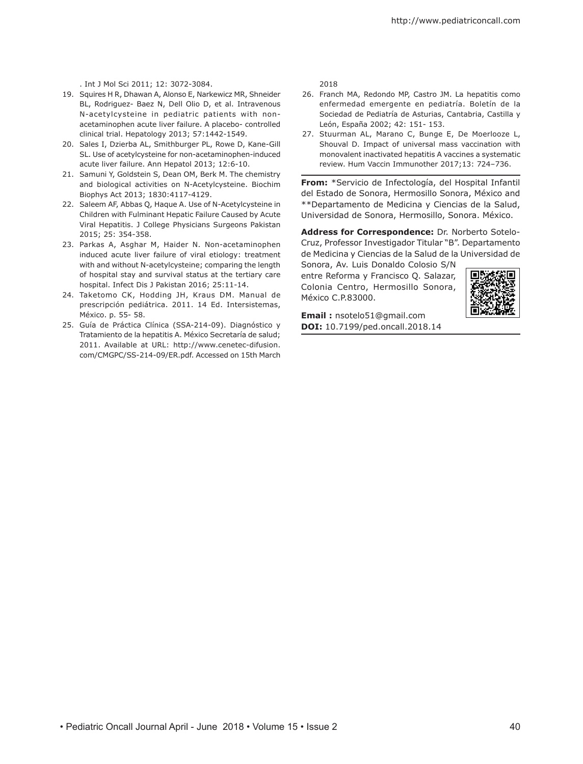. Int J Mol Sci 2011; 12: 3072-3084.

19. Squires H R, Dhawan A, Alonso E, Narkewicz MR, Shneider BL, Rodriguez- Baez N, Dell Olio D, et al. Intravenous N-acetylcysteine in pediatric patients with non-acetaminophen acute liver failure. A placebo- controlled clinical trial. Hepatology 2013; 57:1442-1549.
20. Sales I, Dzierba AL, Smithburger PL, Rowe D, Kane-Gill SL. Use of acetylcysteine for non-acetaminophen-induced acute liver failure. Ann Hepatol 2013; 12:6-10.
21. Samuni Y, Goldstein S, Dean OM, Berk M. The chemistry and biological activities on N-Acetylcysteine. Biochim Biophys Act 2013; 1830:4117-4129.
22. Saleem AF, Abbas Q, Haque A. Use of N-Acetylcysteine in Children with Fulminant Hepatic Failure Caused by Acute Viral Hepatitis. J College Physicians Surgeons Pakistan 2015; 25: 354-358.
23. Parkas A, Asghar M, Haider N. Non-acetaminophen induced acute liver failure of viral etiology: treatment with and without N-acetylcysteine; comparing the length of hospital stay and survival status at the tertiary care hospital. Infect Dis J Pakistan 2016; 25:11-14.
24. Taketomo CK, Hodding JH, Kraus DM. Manual de prescripción pediátrica. 2011. 14 Ed. Intersistemas, México. p. 55- 58.
25. Guía de Práctica Clínica (SSA-214-09). Diagnóstico y Tratamiento de la hepatitis A. México Secretaría de salud; 2011. Available at URL: http://www.cenetec-difusion.com/CMGPC/SS-214-09/ER.pdf. Accessed on 15th March 2018
26. Franch MA, Redondo MP, Castro JM. La hepatitis como enfermedad emergente en pediatría. Boletín de la Sociedad de Pediatría de Asturias, Cantabria, Castilla y León, España 2002; 42: 151- 153.
27. Stuurman AL, Marano C, Bunge E, De Moerlooze L, Shouval D. Impact of universal mass vaccination with monovalent inactivated hepatitis A vaccines a systematic review. Hum Vaccin Immunother 2017;13: 724–736.

**From:** *Servicio de Infectología, del Hospital Infantil del Estado de Sonora, Hermosillo Sonora, México and **Departamento de Medicina y Ciencias de la Salud, Universidad de Sonora, Hermosillo, Sonora. México.

**Address for Correspondence:** Dr. Norberto Sotelo-Cruz, Professor Investigador Titular "B". Departamento de Medicina y Ciencias de la Salud de la Universidad de Sonora, Av. Luis Donaldo Colosio S/N entre Reforma y Francisco Q. Salazar, Colonia Centro, Hermosillo Sonora, México C.P.83000.

**Email :** nsotelo51@gmail.com

**DOI:** 10.7199/ped.oncall.2018.14